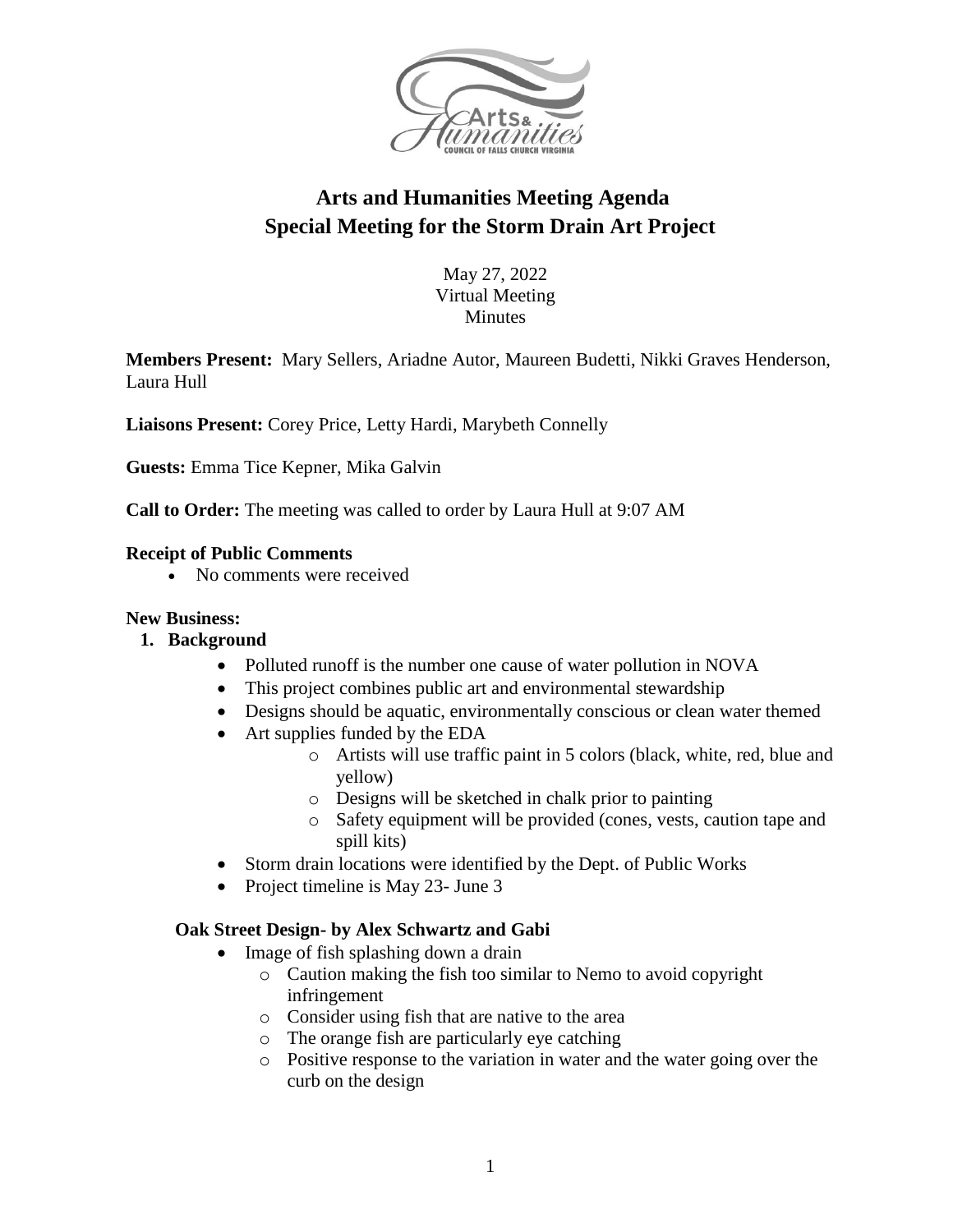# Arts and Humanities Meeting Agenda
# Special Meeting for the Storm Drain Art Project

May 27, 2022
Virtual Meeting
Minutes

**Members Present:** Mary Sellers, Ariadne Autor, Maureen Budetti, Nikki Graves Henderson, Laura Hull

**Liaisons Present:** Corey Price, Letty Hardi, Marybeth Connelly

**Guests:** Emma Tice Kepner, Mika Galvin

**Call to Order:** The meeting was called to order by Laura Hull at 9:07 AM

**Receipt of Public Comments**

- No comments were received

**New Business:**

1. **Background**
   - Polluted runoff is the number one cause of water pollution in NOVA
   - This project combines public art and environmental stewardship
   - Designs should be aquatic, environmentally conscious or clean water themed
   - Art supplies funded by the EDA
     - Artists will use traffic paint in 5 colors (black, white, red, blue and yellow)
     - Designs will be sketched in chalk prior to painting
     - Safety equipment will be provided (cones, vests, caution tape and spill kits)
   - Storm drain locations were identified by the Dept. of Public Works
   - Project timeline is May 23- June 3

**Oak Street Design- by Alex Schwartz and Gabi**

- Image of fish splashing down a drain
  - Caution making the fish too similar to Nemo to avoid copyright infringement
  - Consider using fish that are native to the area
  - The orange fish are particularly eye catching
  - Positive response to the variation in water and the water going over the curb on the design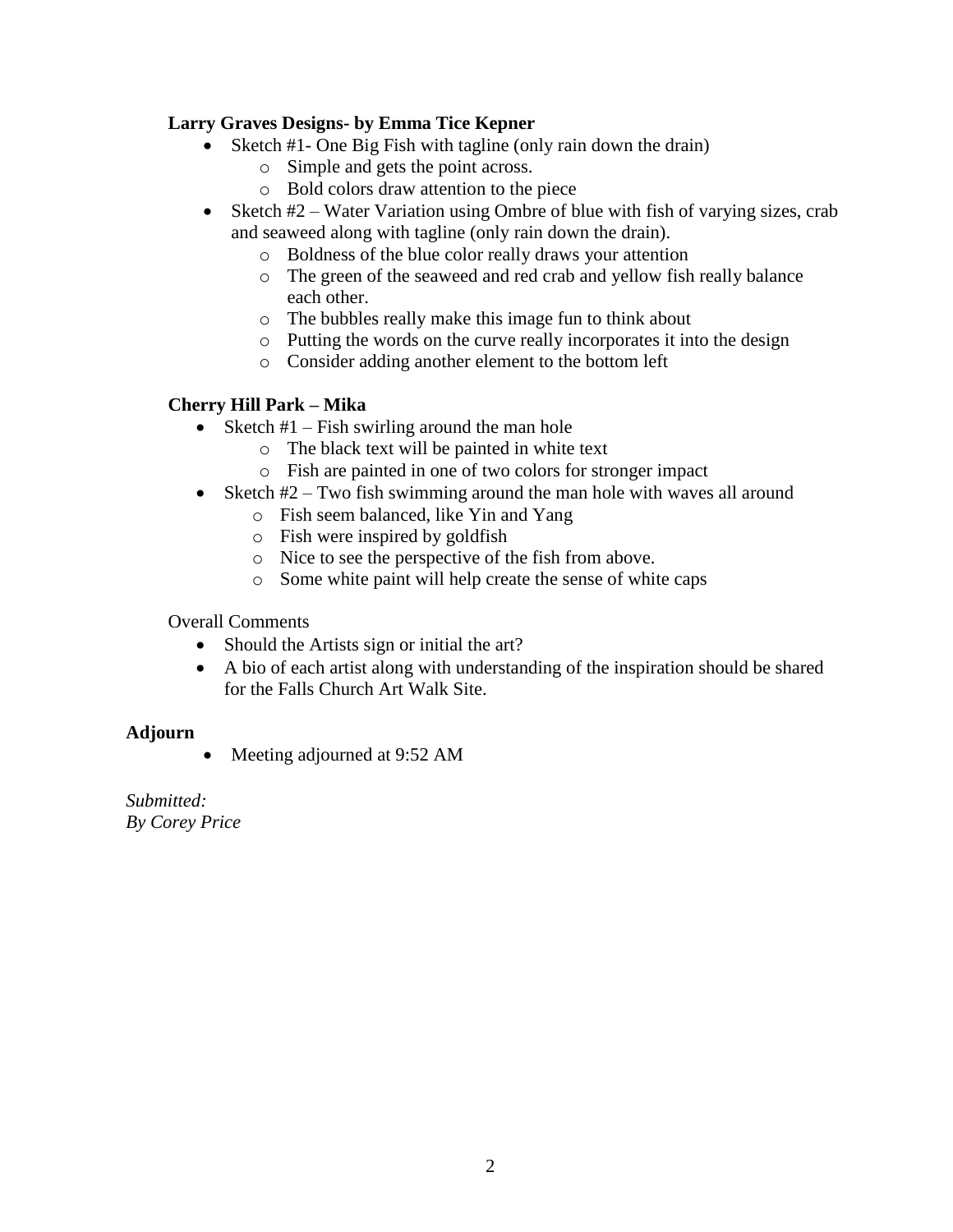**Larry Graves Designs- by Emma Tice Kepner**

- Sketch #1- One Big Fish with tagline (only rain down the drain)
  - Simple and gets the point across.
  - Bold colors draw attention to the piece
- Sketch #2 – Water Variation using Ombre of blue with fish of varying sizes, crab and seaweed along with tagline (only rain down the drain).
  - Boldness of the blue color really draws your attention
  - The green of the seaweed and red crab and yellow fish really balance each other.
  - The bubbles really make this image fun to think about
  - Putting the words on the curve really incorporates it into the design
  - Consider adding another element to the bottom left

**Cherry Hill Park – Mika**

- Sketch #1 – Fish swirling around the man hole
  - The black text will be painted in white text
  - Fish are painted in one of two colors for stronger impact
- Sketch #2 – Two fish swimming around the man hole with waves all around
  - Fish seem balanced, like Yin and Yang
  - Fish were inspired by goldfish
  - Nice to see the perspective of the fish from above.
  - Some white paint will help create the sense of white caps

Overall Comments

- Should the Artists sign or initial the art?
- A bio of each artist along with understanding of the inspiration should be shared for the Falls Church Art Walk Site.

**Adjourn**

- Meeting adjourned at 9:52 AM

*Submitted:*
*By Corey Price*